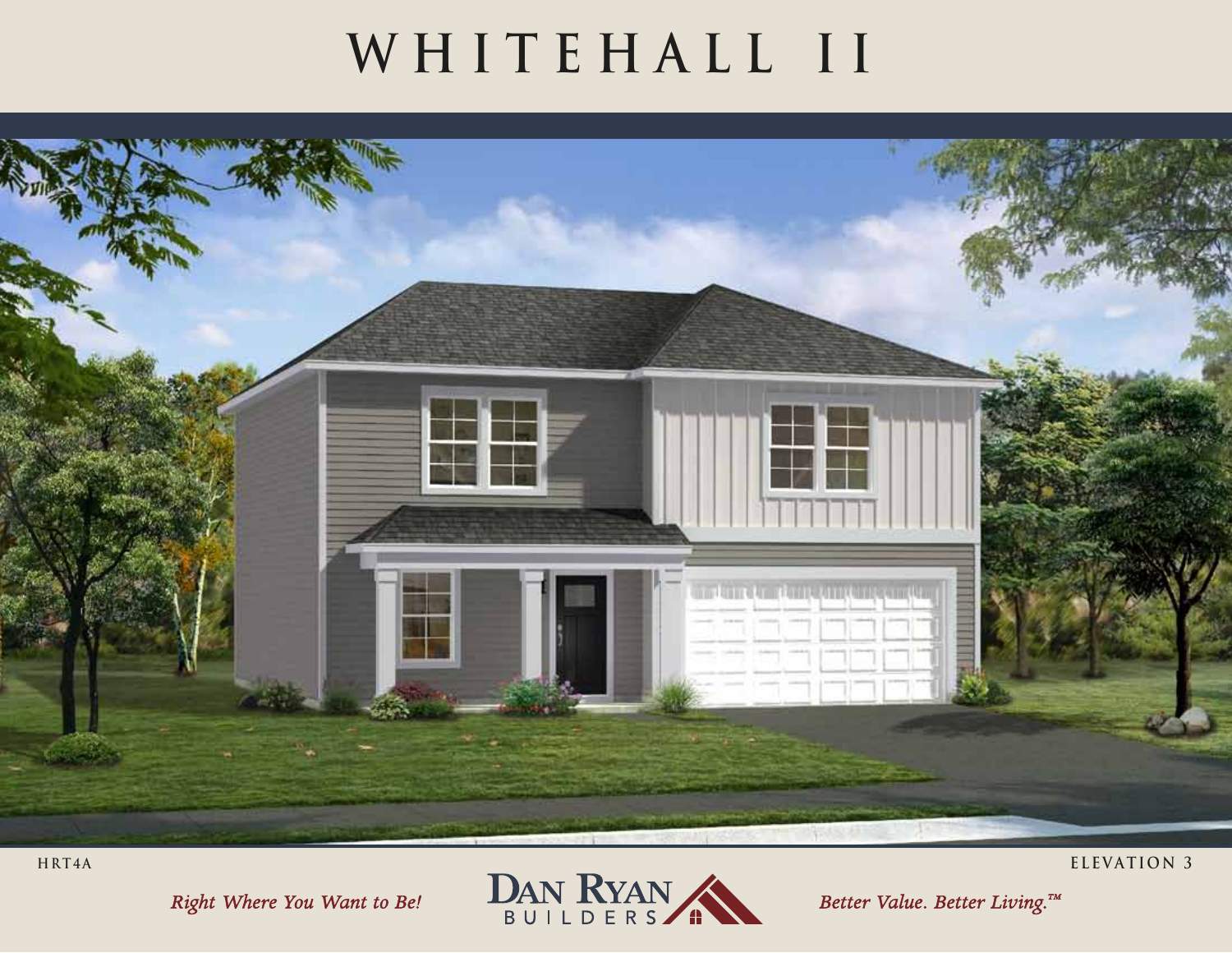# WHITEHALL II

HRT4A

ELEVATION 3

*Right Where You Want to Be!*

DAN RYAN BUILDERS

*Better Value. Better Living.™*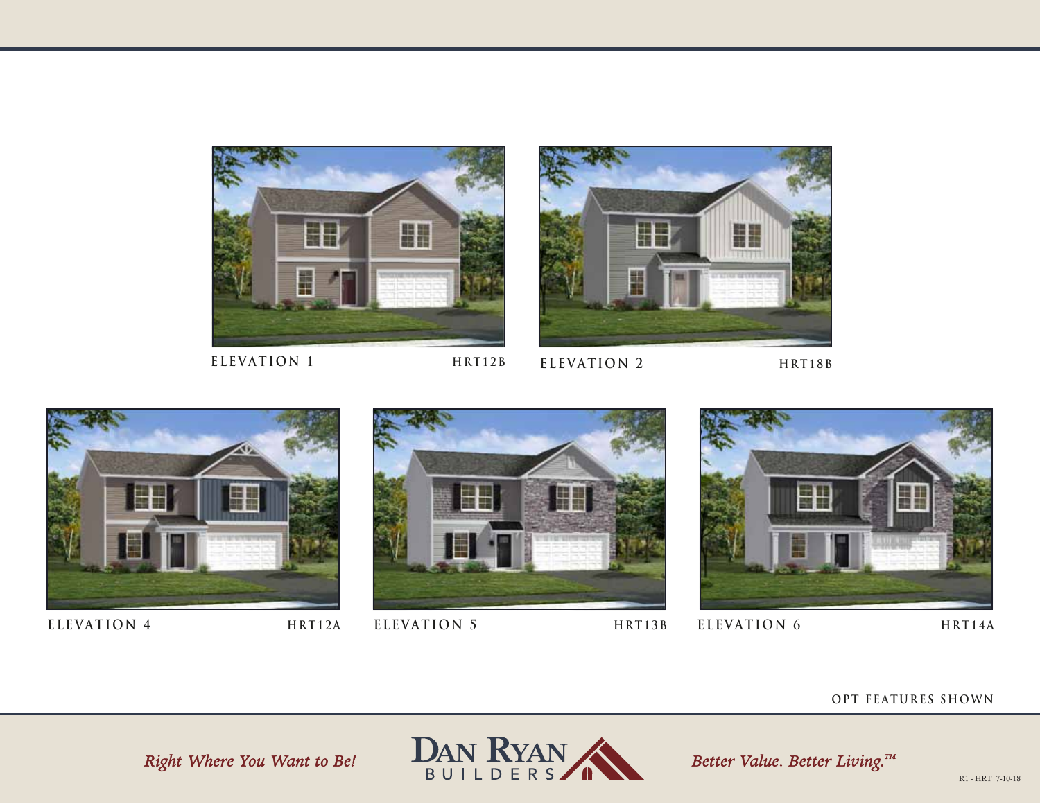ELEVATION 1 HRT12B

ELEVATION 2 HRT18B

ELEVATION 4 HRT12A

ELEVATION 5 HRT13B

ELEVATION 6 HRT14A

OPT FEATURES SHOWN

*Right Where You Want to Be!*

DAN RYAN BUILDERS

*Better Value. Better Living.™*

R1 - HRT 7-10-18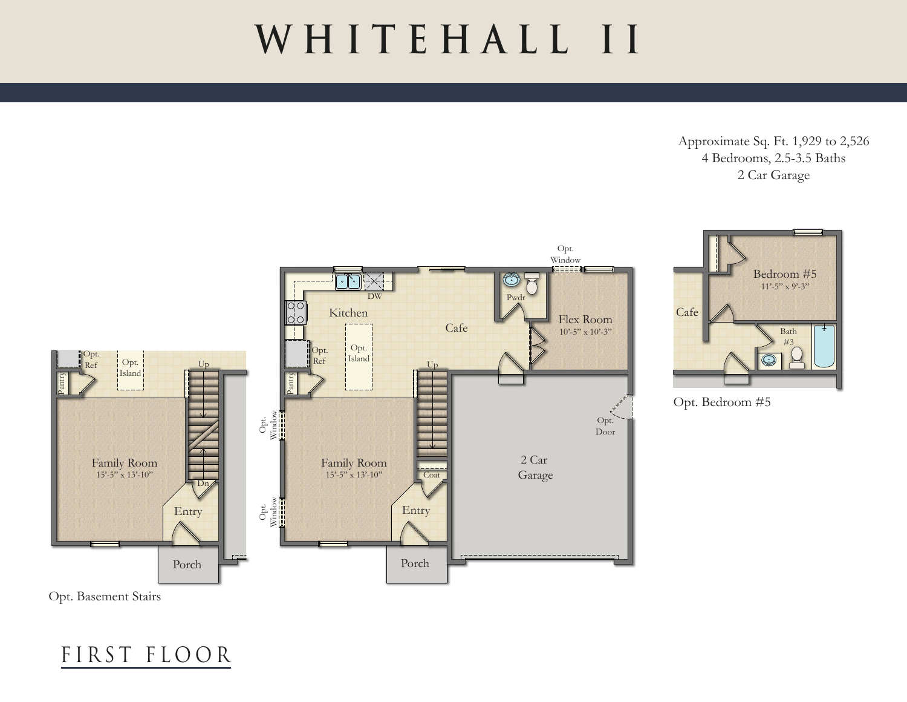# WHITEHALL II

Approximate Sq. Ft. 1,929 to 2,526
4 Bedrooms, 2.5-3.5 Baths
2 Car Garage

Opt. Ref
Opt. Island
Pantry
Up
Family Room
15'-5" x 13'-10"
Dn
Entry
Porch

Opt. Basement Stairs

Opt. Window
Kitchen
DW
Cafe
Pwdr
Flex Room
10'-5" x 10'-3"
Opt. Ref
Opt. Island
Pantry
Up
Opt. Window
Opt. Window
Family Room
15'-5" x 13'-10"
Coat
Entry
Porch
Opt. Door
2 Car Garage

Cafe
Bedroom #5
11'-5" x 9'-3"
Bath #3

Opt. Bedroom #5

## FIRST FLOOR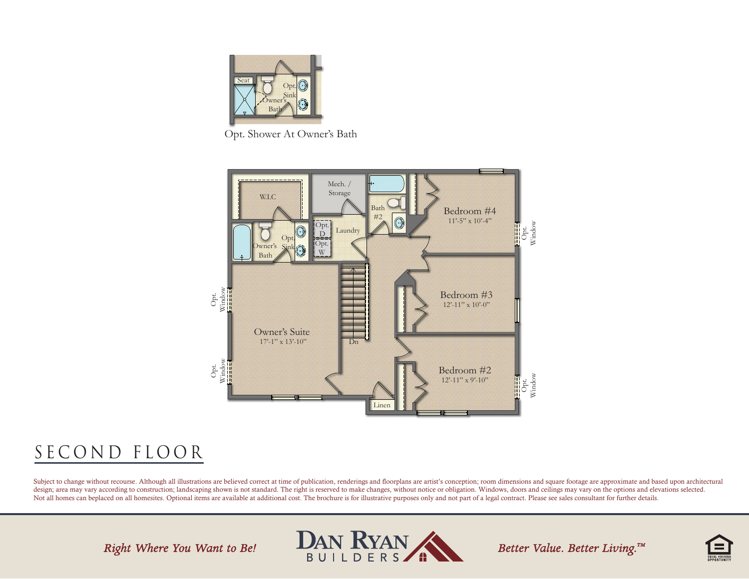Opt. Shower At Owner's Bath

Seat
Opt. Sink
Owner's Bath

W.I.C
Mech. / Storage
Bath #2
Bedroom #4
11'-5" x 10'-4"
Opt. Window
Owner's Bath
Opt. Sink
Opt. D
Opt. W
Laundry
Bedroom #3
12'-11" x 10'-0"
Opt. Window
Owner's Suite
17'-1" x 13'-10"
Dn
Opt. Window
Bedroom #2
12'-11" x 9'-10"
Opt. Window
Linen

# SECOND FLOOR

Subject to change without recourse. Although all illustrations are believed correct at time of publication, renderings and floorplans are artist's conception; room dimensions and square footage are approximate and based upon architectural design; area may vary according to construction; landscaping shown is not standard. The right is reserved to make changes, without notice or obligation. Windows, doors and ceilings may vary on the options and elevations selected. Not all homes can beplaced on all homesites. Optional items are available at additional cost. The brochure is for illustrative purposes only and not part of a legal contract. Please see sales consultant for further details.

*Right Where You Want to Be!*

DAN RYAN BUILDERS

*Better Value. Better Living.™*

EQUAL HOUSING OPPORTUNITY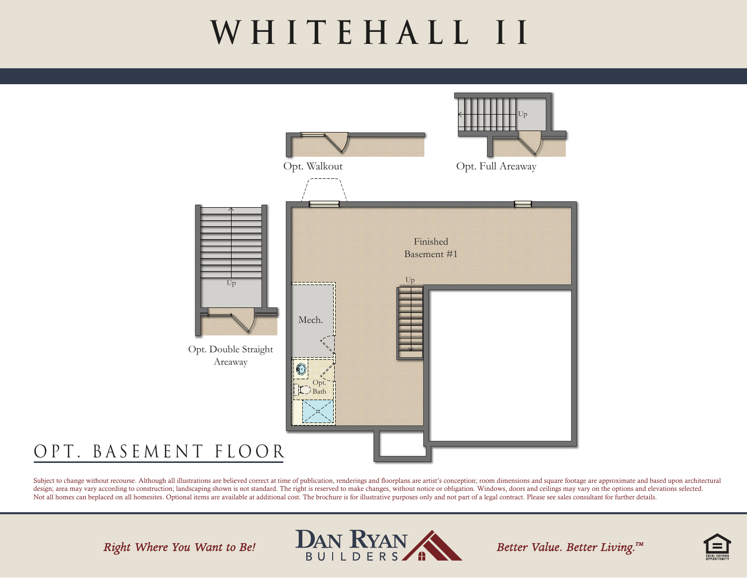# WHITEHALL II

Opt. Walkout

Opt. Full Areaway

Up

Finished Basement #1

Up

Mech.

Opt. Bath

Up

Opt. Double Straight Areaway

## OPT. BASEMENT FLOOR

Subject to change without recourse. Although all illustrations are believed correct at time of publication, renderings and floorplans are artist's conception; room dimensions and square footage are approximate and based upon architectural design; area may vary according to construction; landscaping shown is not standard. The right is reserved to make changes, without notice or obligation. Windows, doors and ceilings may vary on the options and elevations selected. Not all homes can beplaced on all homesites. Optional items are available at additional cost. The brochure is for illustrative purposes only and not part of a legal contract. Please see sales consultant for further details.

*Right Where You Want to Be!*

DAN RYAN BUILDERS

*Better Value. Better Living.™*

EQUAL HOUSING OPPORTUNITY